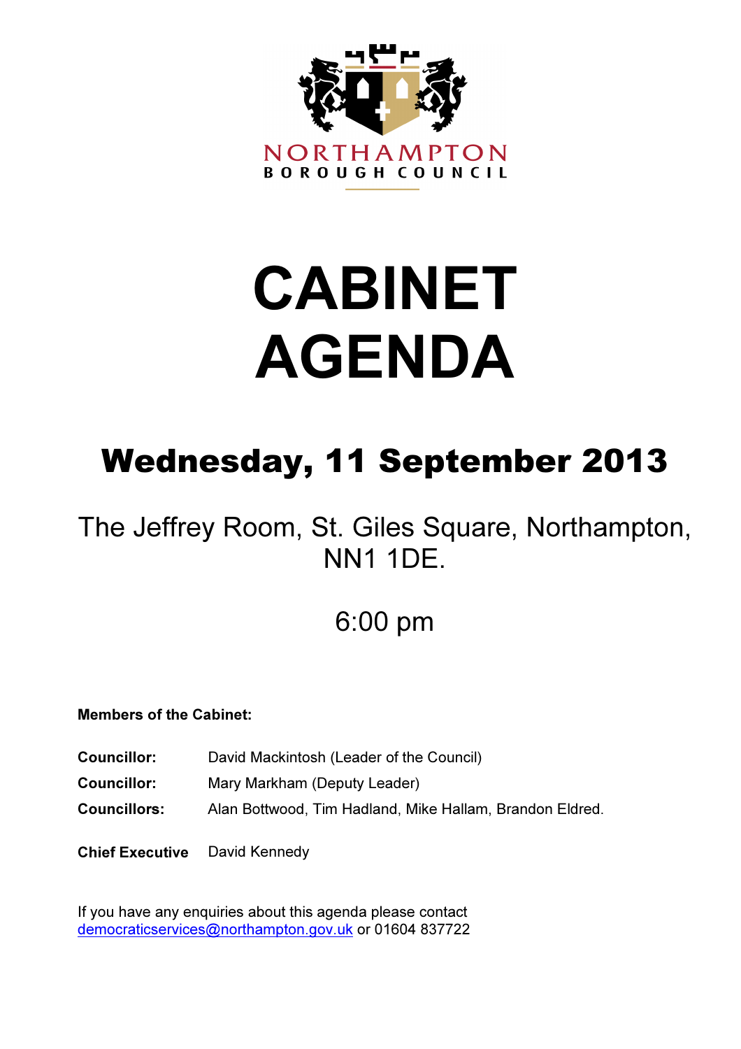NORTHAMPTON
BOROUGH COUNCIL

# CABINET AGENDA

## Wednesday, 11 September 2013

The Jeffrey Room, St. Giles Square, Northampton, NN1 1DE.

6:00 pm

**Members of the Cabinet:**

| | |
|---|---|
| **Councillor:** | David Mackintosh (Leader of the Council) |
| **Councillor:** | Mary Markham (Deputy Leader) |
| **Councillors:** | Alan Bottwood, Tim Hadland, Mike Hallam, Brandon Eldred. |
| **Chief Executive** | David Kennedy |

If you have any enquiries about this agenda please contact democraticservices@northampton.gov.uk or 01604 837722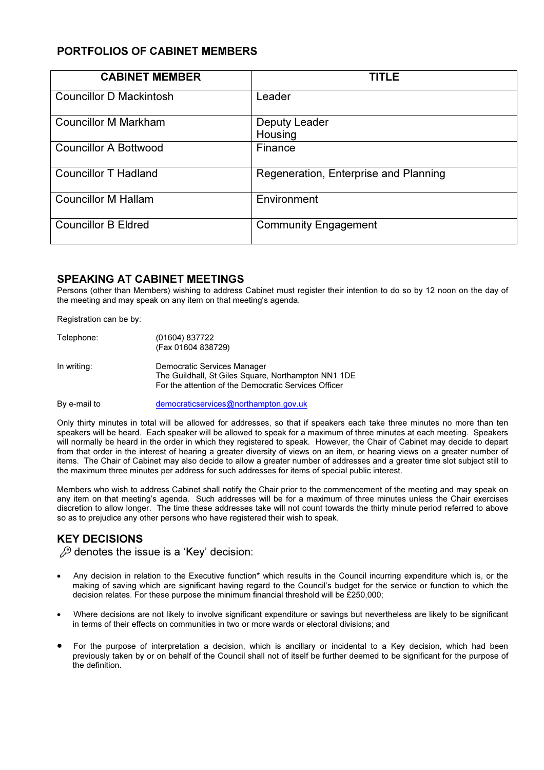## PORTFOLIOS OF CABINET MEMBERS

| CABINET MEMBER | TITLE |
|---|---|
| Councillor D Mackintosh | Leader |
| Councillor M Markham | Deputy Leader<br>Housing |
| Councillor A Bottwood | Finance |
| Councillor T Hadland | Regeneration, Enterprise and Planning |
| Councillor M Hallam | Environment |
| Councillor B Eldred | Community Engagement |

## SPEAKING AT CABINET MEETINGS

Persons (other than Members) wishing to address Cabinet must register their intention to do so by 12 noon on the day of the meeting and may speak on any item on that meeting's agenda.

Registration can be by:

Telephone: (01604) 837722
(Fax 01604 838729)

In writing: Democratic Services Manager
The Guildhall, St Giles Square, Northampton NN1 1DE
For the attention of the Democratic Services Officer

By e-mail to democraticservices@northampton.gov.uk

Only thirty minutes in total will be allowed for addresses, so that if speakers each take three minutes no more than ten speakers will be heard. Each speaker will be allowed to speak for a maximum of three minutes at each meeting. Speakers will normally be heard in the order in which they registered to speak. However, the Chair of Cabinet may decide to depart from that order in the interest of hearing a greater diversity of views on an item, or hearing views on a greater number of items. The Chair of Cabinet may also decide to allow a greater number of addresses and a greater time slot subject still to the maximum three minutes per address for such addresses for items of special public interest.

Members who wish to address Cabinet shall notify the Chair prior to the commencement of the meeting and may speak on any item on that meeting's agenda. Such addresses will be for a maximum of three minutes unless the Chair exercises discretion to allow longer. The time these addresses take will not count towards the thirty minute period referred to above so as to prejudice any other persons who have registered their wish to speak.

## KEY DECISIONS

🔑 denotes the issue is a 'Key' decision:

- Any decision in relation to the Executive function* which results in the Council incurring expenditure which is, or the making of saving which are significant having regard to the Council's budget for the service or function to which the decision relates. For these purpose the minimum financial threshold will be £250,000;
- Where decisions are not likely to involve significant expenditure or savings but nevertheless are likely to be significant in terms of their effects on communities in two or more wards or electoral divisions; and
- For the purpose of interpretation a decision, which is ancillary or incidental to a Key decision, which had been previously taken by or on behalf of the Council shall not of itself be further deemed to be significant for the purpose of the definition.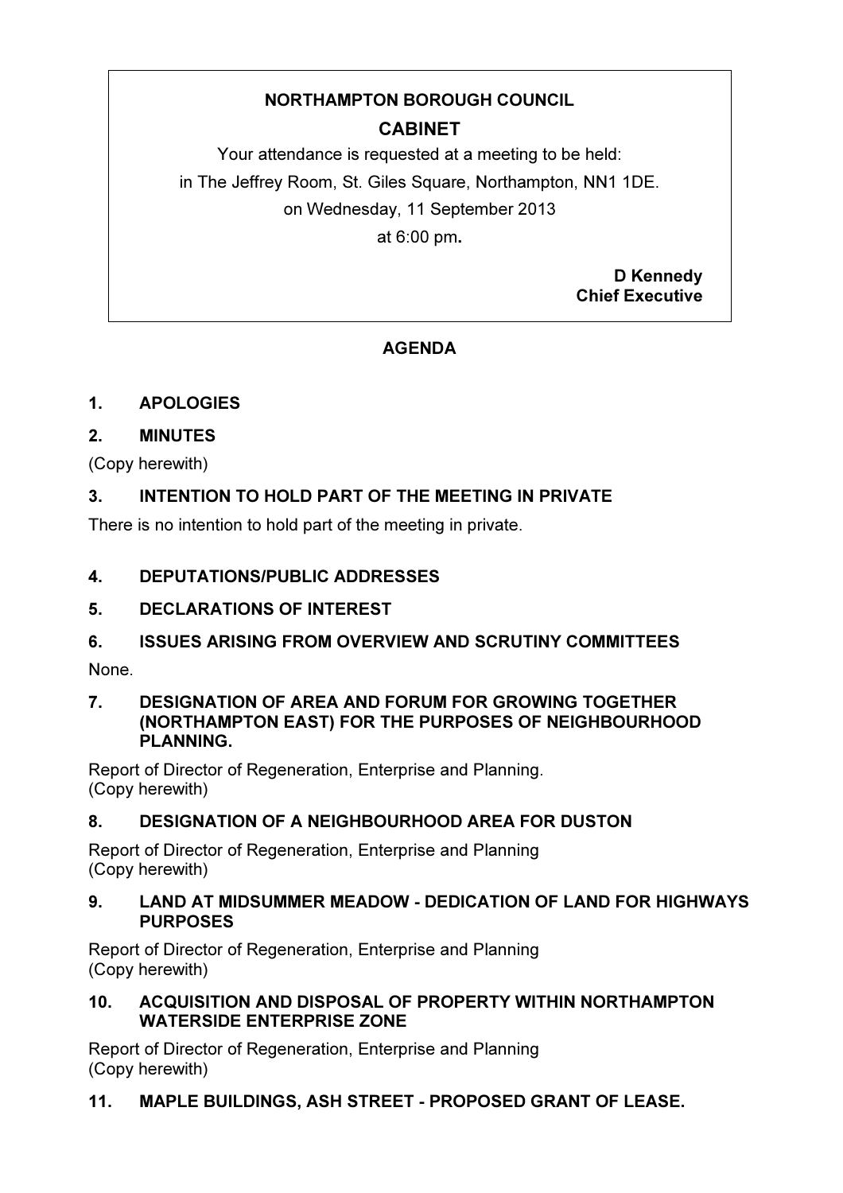**NORTHAMPTON BOROUGH COUNCIL**

**CABINET**

Your attendance is requested at a meeting to be held:

in The Jeffrey Room, St. Giles Square, Northampton, NN1 1DE.

on Wednesday, 11 September 2013

at 6:00 pm**.**

**D Kennedy**
**Chief Executive**

## AGENDA

### 1. APOLOGIES

### 2. MINUTES

(Copy herewith)

### 3. INTENTION TO HOLD PART OF THE MEETING IN PRIVATE

There is no intention to hold part of the meeting in private.

### 4. DEPUTATIONS/PUBLIC ADDRESSES

### 5. DECLARATIONS OF INTEREST

### 6. ISSUES ARISING FROM OVERVIEW AND SCRUTINY COMMITTEES

None.

### 7. DESIGNATION OF AREA AND FORUM FOR GROWING TOGETHER (NORTHAMPTON EAST) FOR THE PURPOSES OF NEIGHBOURHOOD PLANNING.

Report of Director of Regeneration, Enterprise and Planning.
(Copy herewith)

### 8. DESIGNATION OF A NEIGHBOURHOOD AREA FOR DUSTON

Report of Director of Regeneration, Enterprise and Planning
(Copy herewith)

### 9. LAND AT MIDSUMMER MEADOW - DEDICATION OF LAND FOR HIGHWAYS PURPOSES

Report of Director of Regeneration, Enterprise and Planning
(Copy herewith)

### 10. ACQUISITION AND DISPOSAL OF PROPERTY WITHIN NORTHAMPTON WATERSIDE ENTERPRISE ZONE

Report of Director of Regeneration, Enterprise and Planning
(Copy herewith)

### 11. MAPLE BUILDINGS, ASH STREET - PROPOSED GRANT OF LEASE.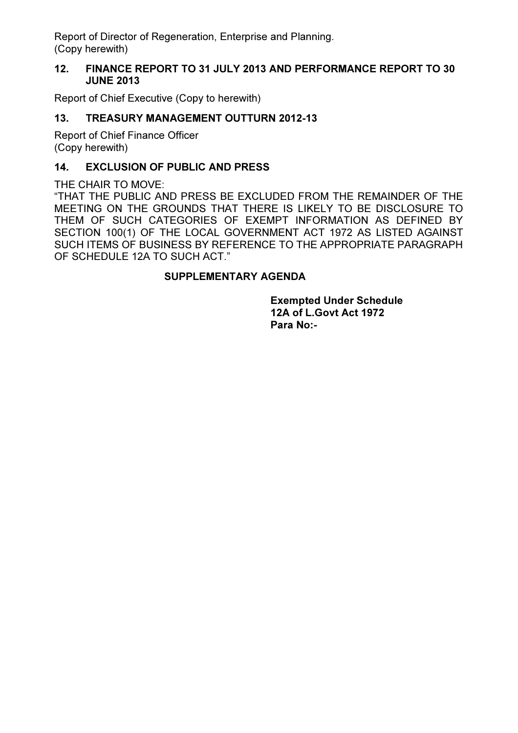Report of Director of Regeneration, Enterprise and Planning.
(Copy herewith)

**12. FINANCE REPORT TO 31 JULY 2013 AND PERFORMANCE REPORT TO 30 JUNE 2013**

Report of Chief Executive (Copy to herewith)

**13. TREASURY MANAGEMENT OUTTURN 2012-13**

Report of Chief Finance Officer
(Copy herewith)

**14. EXCLUSION OF PUBLIC AND PRESS**

THE CHAIR TO MOVE:
"THAT THE PUBLIC AND PRESS BE EXCLUDED FROM THE REMAINDER OF THE MEETING ON THE GROUNDS THAT THERE IS LIKELY TO BE DISCLOSURE TO THEM OF SUCH CATEGORIES OF EXEMPT INFORMATION AS DEFINED BY SECTION 100(1) OF THE LOCAL GOVERNMENT ACT 1972 AS LISTED AGAINST SUCH ITEMS OF BUSINESS BY REFERENCE TO THE APPROPRIATE PARAGRAPH OF SCHEDULE 12A TO SUCH ACT."

**SUPPLEMENTARY AGENDA**

**Exempted Under Schedule 12A of L.Govt Act 1972 Para No:-**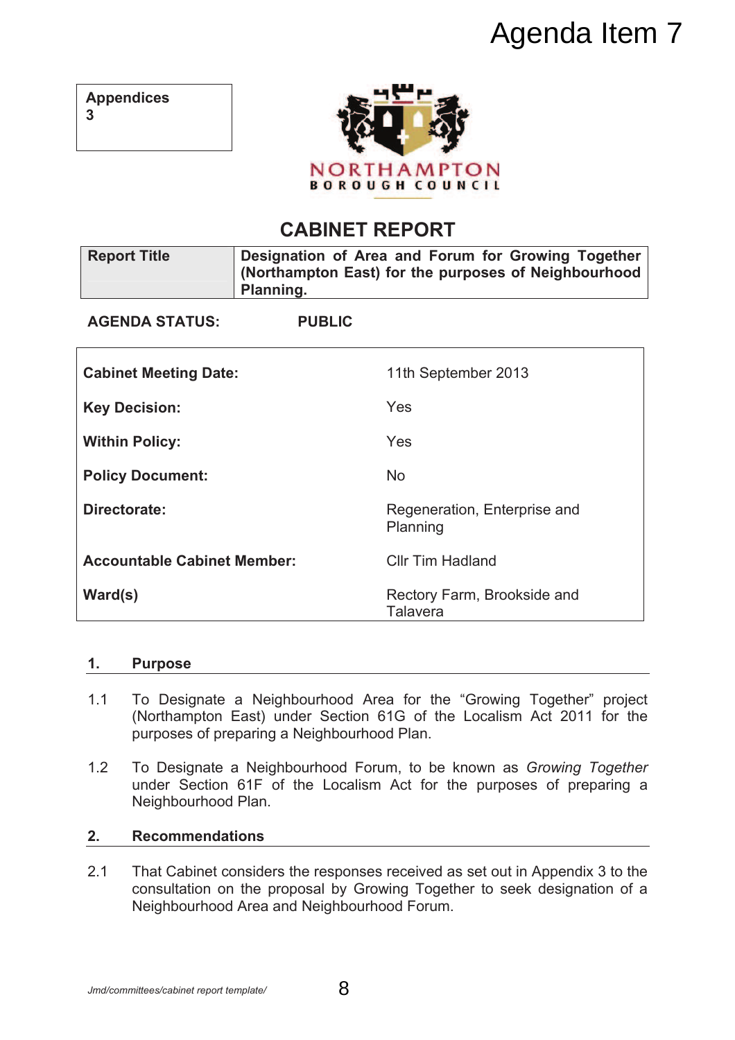# Agenda Item 7

| Appendices |
|---|
| 3 |

NORTHAMPTON BOROUGH COUNCIL

## CABINET REPORT

| Report Title | Designation of Area and Forum for Growing Together (Northampton East) for the purposes of Neighbourhood Planning. |
|---|---|

**AGENDA STATUS:** **PUBLIC**

| | |
|---|---|
| **Cabinet Meeting Date:** | 11th September 2013 |
| **Key Decision:** | Yes |
| **Within Policy:** | Yes |
| **Policy Document:** | No |
| **Directorate:** | Regeneration, Enterprise and Planning |
| **Accountable Cabinet Member:** | Cllr Tim Hadland |
| **Ward(s)** | Rectory Farm, Brookside and Talavera |

## 1. Purpose

1.1 To Designate a Neighbourhood Area for the "Growing Together" project (Northampton East) under Section 61G of the Localism Act 2011 for the purposes of preparing a Neighbourhood Plan.

1.2 To Designate a Neighbourhood Forum, to be known as *Growing Together* under Section 61F of the Localism Act for the purposes of preparing a Neighbourhood Plan.

## 2. Recommendations

2.1 That Cabinet considers the responses received as set out in Appendix 3 to the consultation on the proposal by Growing Together to seek designation of a Neighbourhood Area and Neighbourhood Forum.

Jmd/committees/cabinet report template/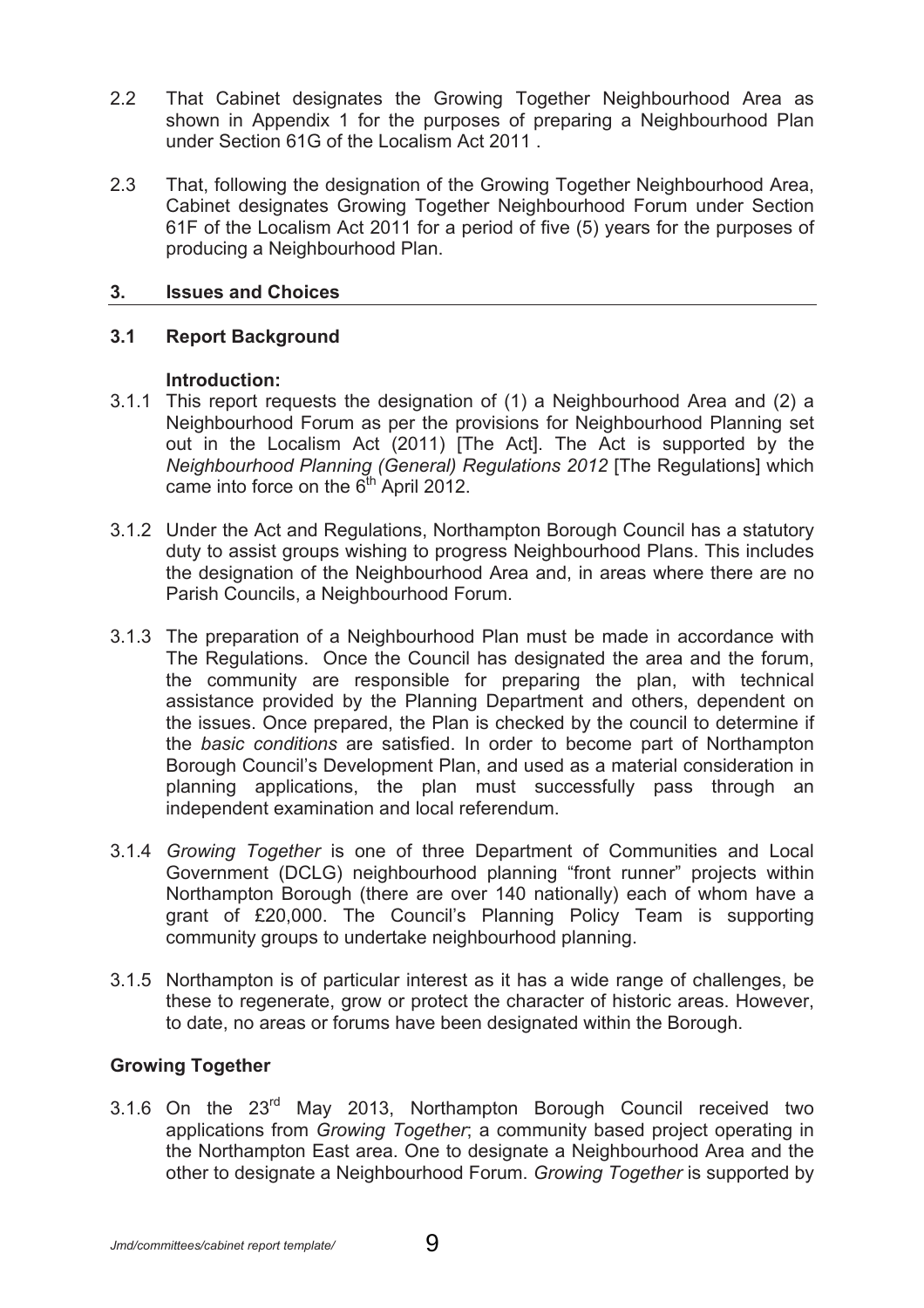2.2 That Cabinet designates the Growing Together Neighbourhood Area as shown in Appendix 1 for the purposes of preparing a Neighbourhood Plan under Section 61G of the Localism Act 2011 .

2.3 That, following the designation of the Growing Together Neighbourhood Area, Cabinet designates Growing Together Neighbourhood Forum under Section 61F of the Localism Act 2011 for a period of five (5) years for the purposes of producing a Neighbourhood Plan.

## 3. Issues and Choices

### 3.1 Report Background

**Introduction:**

3.1.1 This report requests the designation of (1) a Neighbourhood Area and (2) a Neighbourhood Forum as per the provisions for Neighbourhood Planning set out in the Localism Act (2011) [The Act]. The Act is supported by the *Neighbourhood Planning (General) Regulations 2012* [The Regulations] which came into force on the 6th April 2012.

3.1.2 Under the Act and Regulations, Northampton Borough Council has a statutory duty to assist groups wishing to progress Neighbourhood Plans. This includes the designation of the Neighbourhood Area and, in areas where there are no Parish Councils, a Neighbourhood Forum.

3.1.3 The preparation of a Neighbourhood Plan must be made in accordance with The Regulations. Once the Council has designated the area and the forum, the community are responsible for preparing the plan, with technical assistance provided by the Planning Department and others, dependent on the issues. Once prepared, the Plan is checked by the council to determine if the *basic conditions* are satisfied. In order to become part of Northampton Borough Council's Development Plan, and used as a material consideration in planning applications, the plan must successfully pass through an independent examination and local referendum.

3.1.4 *Growing Together* is one of three Department of Communities and Local Government (DCLG) neighbourhood planning "front runner" projects within Northampton Borough (there are over 140 nationally) each of whom have a grant of £20,000. The Council's Planning Policy Team is supporting community groups to undertake neighbourhood planning.

3.1.5 Northampton is of particular interest as it has a wide range of challenges, be these to regenerate, grow or protect the character of historic areas. However, to date, no areas or forums have been designated within the Borough.

### Growing Together

3.1.6 On the 23rd May 2013, Northampton Borough Council received two applications from *Growing Together*; a community based project operating in the Northampton East area. One to designate a Neighbourhood Area and the other to designate a Neighbourhood Forum. *Growing Together* is supported by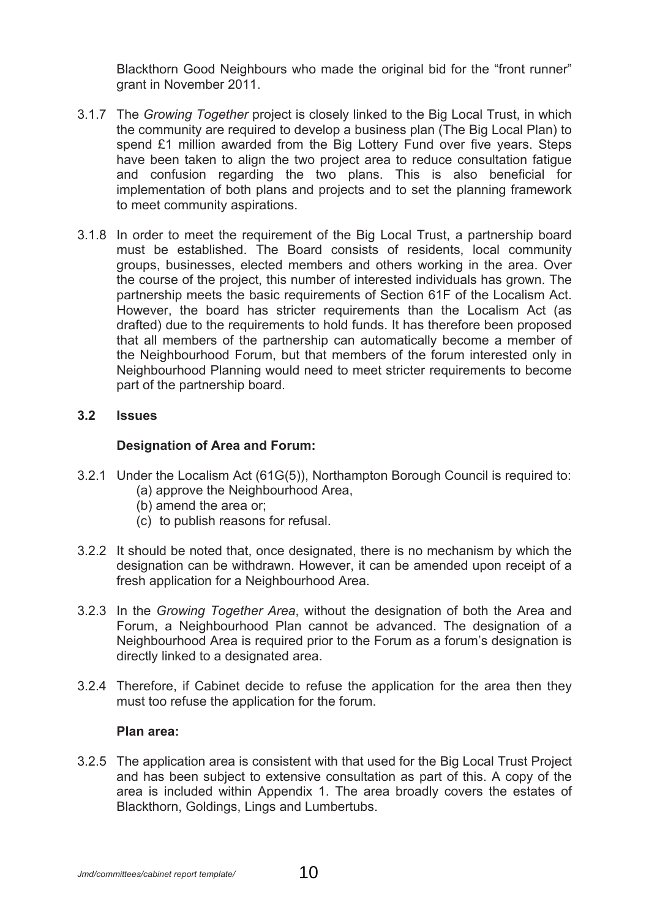Blackthorn Good Neighbours who made the original bid for the "front runner" grant in November 2011.

3.1.7 The *Growing Together* project is closely linked to the Big Local Trust, in which the community are required to develop a business plan (The Big Local Plan) to spend £1 million awarded from the Big Lottery Fund over five years. Steps have been taken to align the two project area to reduce consultation fatigue and confusion regarding the two plans. This is also beneficial for implementation of both plans and projects and to set the planning framework to meet community aspirations.

3.1.8 In order to meet the requirement of the Big Local Trust, a partnership board must be established. The Board consists of residents, local community groups, businesses, elected members and others working in the area. Over the course of the project, this number of interested individuals has grown. The partnership meets the basic requirements of Section 61F of the Localism Act. However, the board has stricter requirements than the Localism Act (as drafted) due to the requirements to hold funds. It has therefore been proposed that all members of the partnership can automatically become a member of the Neighbourhood Forum, but that members of the forum interested only in Neighbourhood Planning would need to meet stricter requirements to become part of the partnership board.

## 3.2 Issues

**Designation of Area and Forum:**

3.2.1 Under the Localism Act (61G(5)), Northampton Borough Council is required to:

(a) approve the Neighbourhood Area,
(b) amend the area or;
(c) to publish reasons for refusal.

3.2.2 It should be noted that, once designated, there is no mechanism by which the designation can be withdrawn. However, it can be amended upon receipt of a fresh application for a Neighbourhood Area.

3.2.3 In the *Growing Together Area*, without the designation of both the Area and Forum, a Neighbourhood Plan cannot be advanced. The designation of a Neighbourhood Area is required prior to the Forum as a forum's designation is directly linked to a designated area.

3.2.4 Therefore, if Cabinet decide to refuse the application for the area then they must too refuse the application for the forum.

**Plan area:**

3.2.5 The application area is consistent with that used for the Big Local Trust Project and has been subject to extensive consultation as part of this. A copy of the area is included within Appendix 1. The area broadly covers the estates of Blackthorn, Goldings, Lings and Lumbertubs.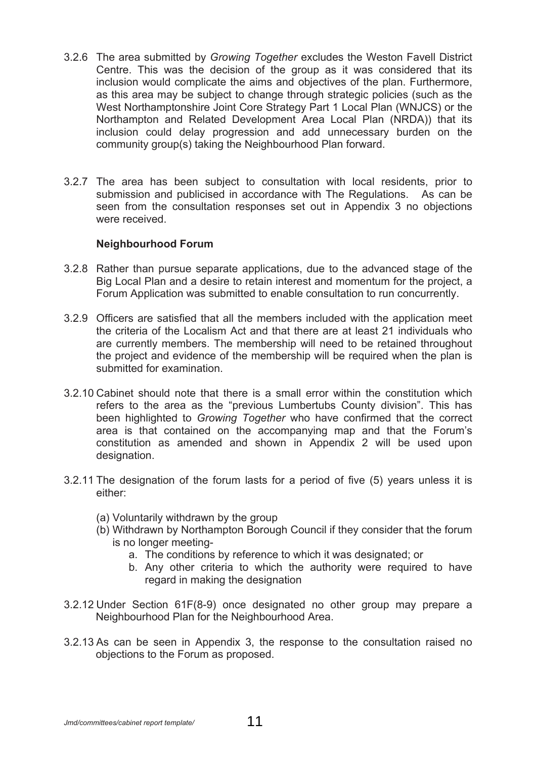3.2.6 The area submitted by *Growing Together* excludes the Weston Favell District Centre. This was the decision of the group as it was considered that its inclusion would complicate the aims and objectives of the plan. Furthermore, as this area may be subject to change through strategic policies (such as the West Northamptonshire Joint Core Strategy Part 1 Local Plan (WNJCS) or the Northampton and Related Development Area Local Plan (NRDA)) that its inclusion could delay progression and add unnecessary burden on the community group(s) taking the Neighbourhood Plan forward.

3.2.7 The area has been subject to consultation with local residents, prior to submission and publicised in accordance with The Regulations. As can be seen from the consultation responses set out in Appendix 3 no objections were received.

**Neighbourhood Forum**

3.2.8 Rather than pursue separate applications, due to the advanced stage of the Big Local Plan and a desire to retain interest and momentum for the project, a Forum Application was submitted to enable consultation to run concurrently.

3.2.9 Officers are satisfied that all the members included with the application meet the criteria of the Localism Act and that there are at least 21 individuals who are currently members. The membership will need to be retained throughout the project and evidence of the membership will be required when the plan is submitted for examination.

3.2.10 Cabinet should note that there is a small error within the constitution which refers to the area as the "previous Lumbertubs County division". This has been highlighted to *Growing Together* who have confirmed that the correct area is that contained on the accompanying map and that the Forum's constitution as amended and shown in Appendix 2 will be used upon designation.

3.2.11 The designation of the forum lasts for a period of five (5) years unless it is either:

(a) Voluntarily withdrawn by the group
(b) Withdrawn by Northampton Borough Council if they consider that the forum is no longer meeting-
    a. The conditions by reference to which it was designated; or
    b. Any other criteria to which the authority were required to have regard in making the designation

3.2.12 Under Section 61F(8-9) once designated no other group may prepare a Neighbourhood Plan for the Neighbourhood Area.

3.2.13 As can be seen in Appendix 3, the response to the consultation raised no objections to the Forum as proposed.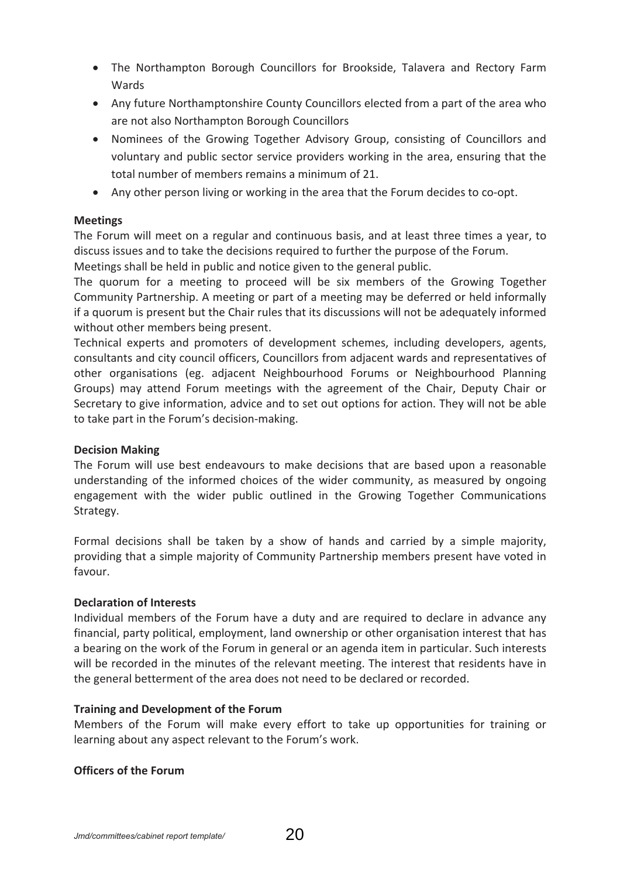- The Northampton Borough Councillors for Brookside, Talavera and Rectory Farm Wards
- Any future Northamptonshire County Councillors elected from a part of the area who are not also Northampton Borough Councillors
- Nominees of the Growing Together Advisory Group, consisting of Councillors and voluntary and public sector service providers working in the area, ensuring that the total number of members remains a minimum of 21.
- Any other person living or working in the area that the Forum decides to co-opt.

**Meetings**

The Forum will meet on a regular and continuous basis, and at least three times a year, to discuss issues and to take the decisions required to further the purpose of the Forum.

Meetings shall be held in public and notice given to the general public.

The quorum for a meeting to proceed will be six members of the Growing Together Community Partnership. A meeting or part of a meeting may be deferred or held informally if a quorum is present but the Chair rules that its discussions will not be adequately informed without other members being present.

Technical experts and promoters of development schemes, including developers, agents, consultants and city council officers, Councillors from adjacent wards and representatives of other organisations (eg. adjacent Neighbourhood Forums or Neighbourhood Planning Groups) may attend Forum meetings with the agreement of the Chair, Deputy Chair or Secretary to give information, advice and to set out options for action. They will not be able to take part in the Forum's decision-making.

**Decision Making**

The Forum will use best endeavours to make decisions that are based upon a reasonable understanding of the informed choices of the wider community, as measured by ongoing engagement with the wider public outlined in the Growing Together Communications Strategy.

Formal decisions shall be taken by a show of hands and carried by a simple majority, providing that a simple majority of Community Partnership members present have voted in favour.

**Declaration of Interests**

Individual members of the Forum have a duty and are required to declare in advance any financial, party political, employment, land ownership or other organisation interest that has a bearing on the work of the Forum in general or an agenda item in particular. Such interests will be recorded in the minutes of the relevant meeting. The interest that residents have in the general betterment of the area does not need to be declared or recorded.

**Training and Development of the Forum**

Members of the Forum will make every effort to take up opportunities for training or learning about any aspect relevant to the Forum's work.

**Officers of the Forum**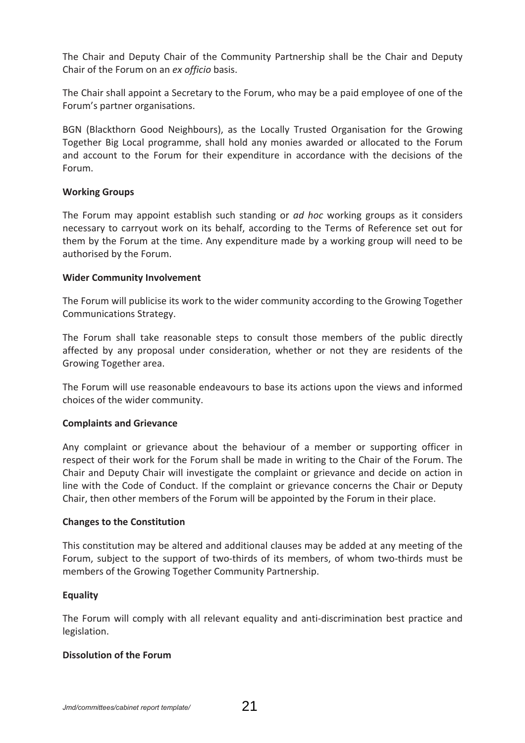The Chair and Deputy Chair of the Community Partnership shall be the Chair and Deputy Chair of the Forum on an *ex officio* basis.

The Chair shall appoint a Secretary to the Forum, who may be a paid employee of one of the Forum's partner organisations.

BGN (Blackthorn Good Neighbours), as the Locally Trusted Organisation for the Growing Together Big Local programme, shall hold any monies awarded or allocated to the Forum and account to the Forum for their expenditure in accordance with the decisions of the Forum.

**Working Groups**

The Forum may appoint establish such standing or *ad hoc* working groups as it considers necessary to carryout work on its behalf, according to the Terms of Reference set out for them by the Forum at the time. Any expenditure made by a working group will need to be authorised by the Forum.

**Wider Community Involvement**

The Forum will publicise its work to the wider community according to the Growing Together Communications Strategy.

The Forum shall take reasonable steps to consult those members of the public directly affected by any proposal under consideration, whether or not they are residents of the Growing Together area.

The Forum will use reasonable endeavours to base its actions upon the views and informed choices of the wider community.

**Complaints and Grievance**

Any complaint or grievance about the behaviour of a member or supporting officer in respect of their work for the Forum shall be made in writing to the Chair of the Forum. The Chair and Deputy Chair will investigate the complaint or grievance and decide on action in line with the Code of Conduct. If the complaint or grievance concerns the Chair or Deputy Chair, then other members of the Forum will be appointed by the Forum in their place.

**Changes to the Constitution**

This constitution may be altered and additional clauses may be added at any meeting of the Forum, subject to the support of two-thirds of its members, of whom two-thirds must be members of the Growing Together Community Partnership.

**Equality**

The Forum will comply with all relevant equality and anti-discrimination best practice and legislation.

**Dissolution of the Forum**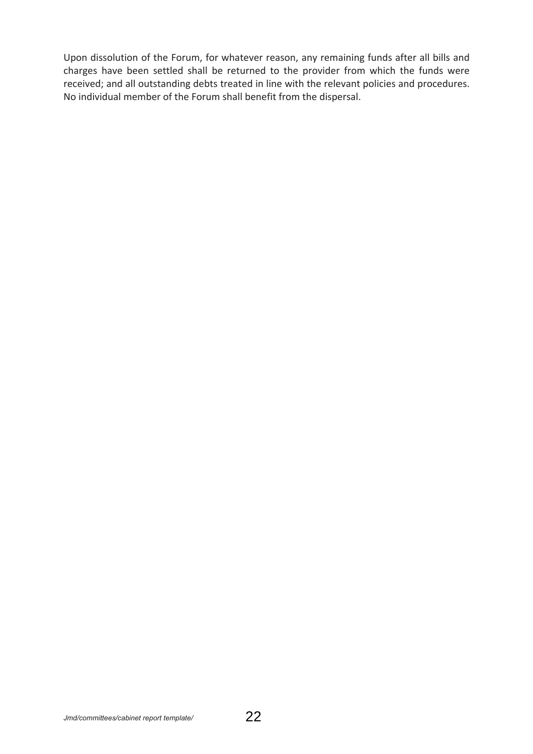Upon dissolution of the Forum, for whatever reason, any remaining funds after all bills and charges have been settled shall be returned to the provider from which the funds were received; and all outstanding debts treated in line with the relevant policies and procedures. No individual member of the Forum shall benefit from the dispersal.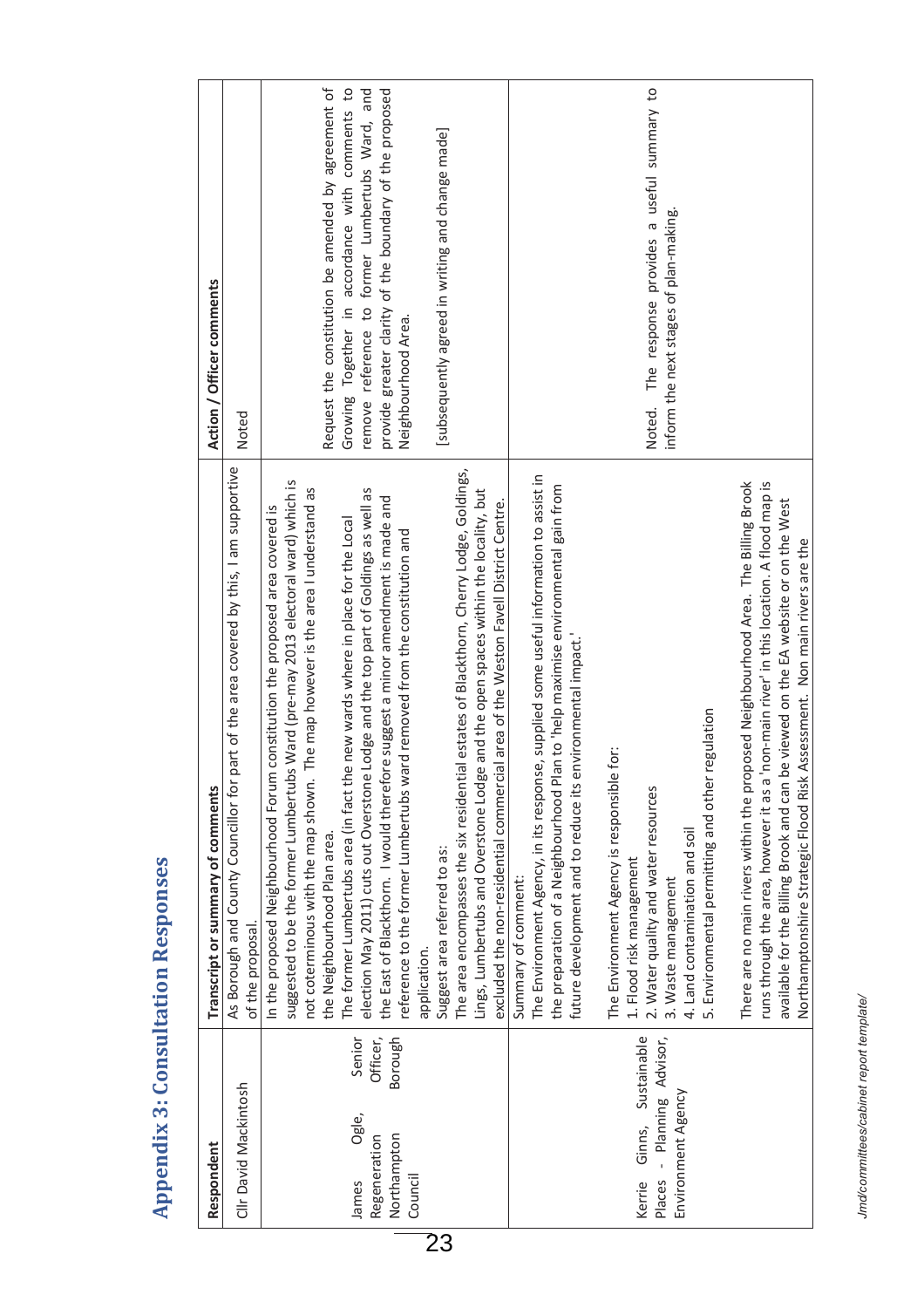# Appendix 3: Consultation Responses

| Respondent | Transcript or summary of comments | Action / Officer comments |
|---|---|---|
| Cllr David Mackintosh | As Borough and County Councillor for part of the area covered by this, I am supportive of the proposal. | Noted |
| James Ogle, Senior Regeneration Officer, Northampton Borough Council | In the proposed Neighbourhood Forum constitution the proposed area covered is suggested to be the former Lumbertubs Ward (pre-may 2013 electoral ward) which is not coterminous with the map shown. The map however is the area I understand as the Neighbourhood Plan area.<br>The former Lumbertubs area (in fact the new wards where in place for the Local election May 2011) cuts out Overstone Lodge and the top part of Goldings as well as the East of Blackthorn. I would therefore suggest a minor amendment is made and reference to the former Lumbertubs ward removed from the constitution and application.<br>Suggest area referred to as:<br>The area encompasses the six residential estates of Blackthorn, Cherry Lodge, Goldings, Lings, Lumbertubs and Overstone Lodge and the open spaces within the locality, but excluded the non-residential commercial area of the Weston Favell District Centre. | Request the constitution be amended by agreement of Growing Together in accordance with comments to remove reference to former Lumbertubs Ward, and provide greater clarity of the boundary of the proposed Neighbourhood Area.<br><br>[subsequently agreed in writing and change made] |
| Kerrie Ginns, Sustainable Places - Planning Advisor, Environment Agency | Summary of comment:<br>The Environment Agency, in its response, supplied some useful information to assist in the preparation of a Neighbourhood Plan to 'help maximise environmental gain from future development and to reduce its environmental impact.'<br><br>The Environment Agency is responsible for:<br>1. Flood risk management<br>2. Water quality and water resources<br>3. Waste management<br>4. Land contamination and soil<br>5. Environmental permitting and other regulation<br><br>There are no main rivers within the proposed Neighbourhood Area. The Billing Brook runs through the area, however it as a 'non-main river' in this location. A flood map is available for the Billing Brook and can be viewed on the EA website or on the West Northamptonshire Strategic Flood Risk Assessment. Non main rivers are the | Noted. The response provides a useful summary to inform the next stages of plan-making. |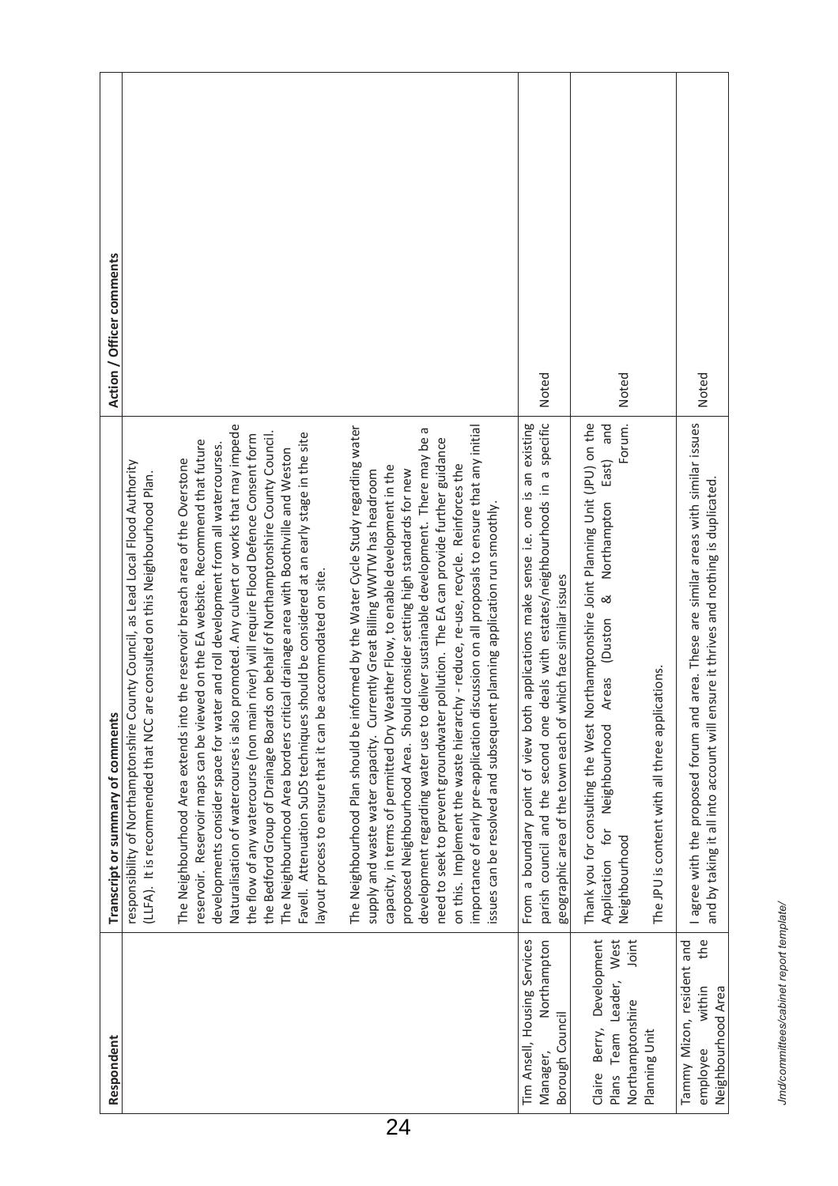| Respondent | Transcript or summary of comments | Action / Officer comments |
|---|---|---|
| | responsibility of Northamptonshire County Council, as Lead Local Flood Authority (LLFA). It is recommended that NCC are consulted on this Neighbourhood Plan.<br><br>The Neighbourhood Area extends into the reservoir breach area of the Overstone reservoir. Reservoir maps can be viewed on the EA website. Recommend that future developments consider space for water and roll development from all watercourses. Naturalisation of watercourses is also promoted. Any culvert or works that may impede the flow of any watercourse (non main river) will require Flood Defence Consent form the Bedford Group of Drainage Boards on behalf of Northamptonshire County Council. The Neighbourhood Area borders critical drainage area with Boothville and Weston Favell. Attenuation SuDS techniques should be considered at an early stage in the site layout process to ensure that it can be accommodated on site.<br><br>The Neighbourhood Plan should be informed by the Water Cycle Study regarding water supply and waste water capacity. Currently Great Billing WWTW has headroom capacity, in terms of permitted Dry Weather Flow, to enable development in the proposed Neighbourhood Area. Should consider setting high standards for new development regarding water use to deliver sustainable development. There may be a need to seek to prevent groundwater pollution. The EA can provide further guidance on this. Implement the waste hierarchy - reduce, re-use, recycle. Reinforces the importance of early pre-application discussion on all proposals to ensure that any initial issues can be resolved and subsequent planning application run smoothly. | |
| Tim Ansell, Housing Services Manager, Northampton Borough Council | From a boundary point of view both applications make sense i.e. one is an existing parish council and the second one deals with estates/neighbourhoods in a specific geographic area of the town each of which face similar issues | Noted |
| Claire Berry, Development Plans Team Leader, West Northamptonshire Joint Planning Unit | Thank you for consulting the West Northamptonshire Joint Planning Unit (JPU) on the Application for Neighbourhood Areas (Duston & Northampton East) and Neighbourhood Forum.<br><br>The JPU is content with all three applications. | Noted |
| Tammy Mizon, resident and employee within the Neighbourhood Area | I agree with the proposed forum and area. These are similar areas with similar issues and by taking it all into account will ensure it thrives and nothing is duplicated. | Noted |